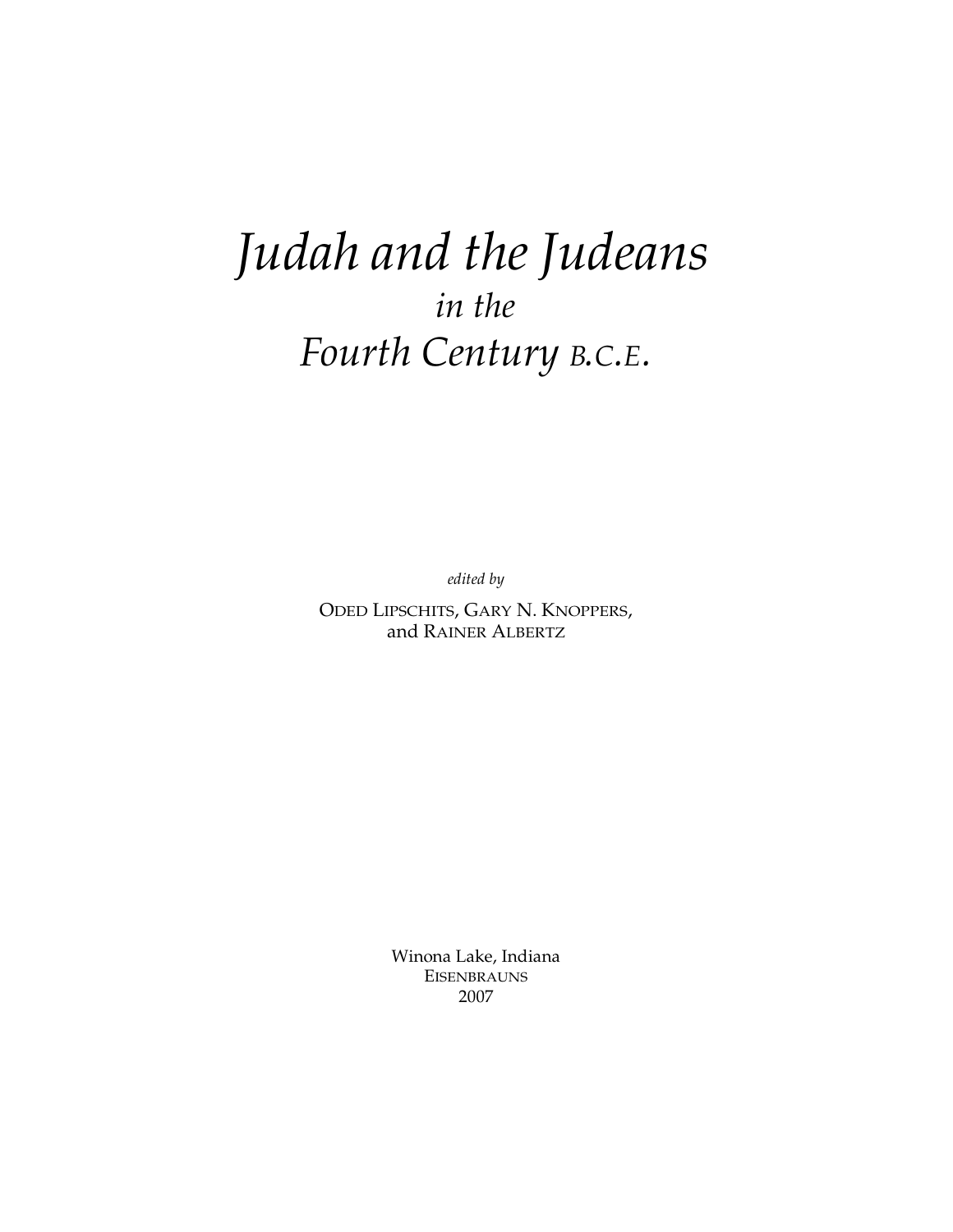# *Judah and the Judeans in the Fourth Century B.C.E.*

*edited by*

ODED LIPSCHITS, GARY N. KNOPPERS, and RAINER ALBERTZ

Winona Lake, Indiana
EISENBRAUNS
2007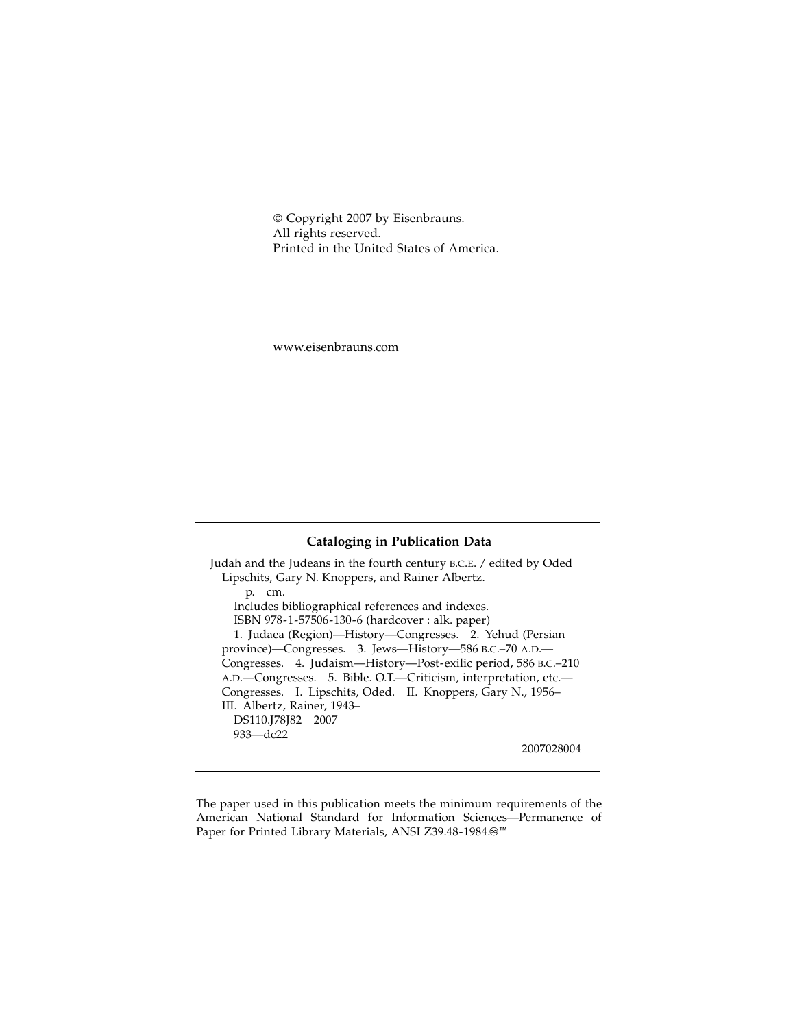© Copyright 2007 by Eisenbrauns.
All rights reserved.
Printed in the United States of America.

www.eisenbrauns.com

**Cataloging in Publication Data**

Judah and the Judeans in the fourth century B.C.E. / edited by Oded Lipschits, Gary N. Knoppers, and Rainer Albertz.
p. cm.
Includes bibliographical references and indexes.
ISBN 978-1-57506-130-6 (hardcover : alk. paper)
1. Judaea (Region)—History—Congresses. 2. Yehud (Persian province)—Congresses. 3. Jews—History—586 B.C.–70 A.D.—Congresses. 4. Judaism—History—Post-exilic period, 586 B.C.–210 A.D.—Congresses. 5. Bible. O.T.—Criticism, interpretation, etc.—Congresses. I. Lipschits, Oded. II. Knoppers, Gary N., 1956– III. Albertz, Rainer, 1943–
DS110.J78J82 2007
933—dc22

2007028004

The paper used in this publication meets the minimum requirements of the American National Standard for Information Sciences—Permanence of Paper for Printed Library Materials, ANSI Z39.48-1984.♾™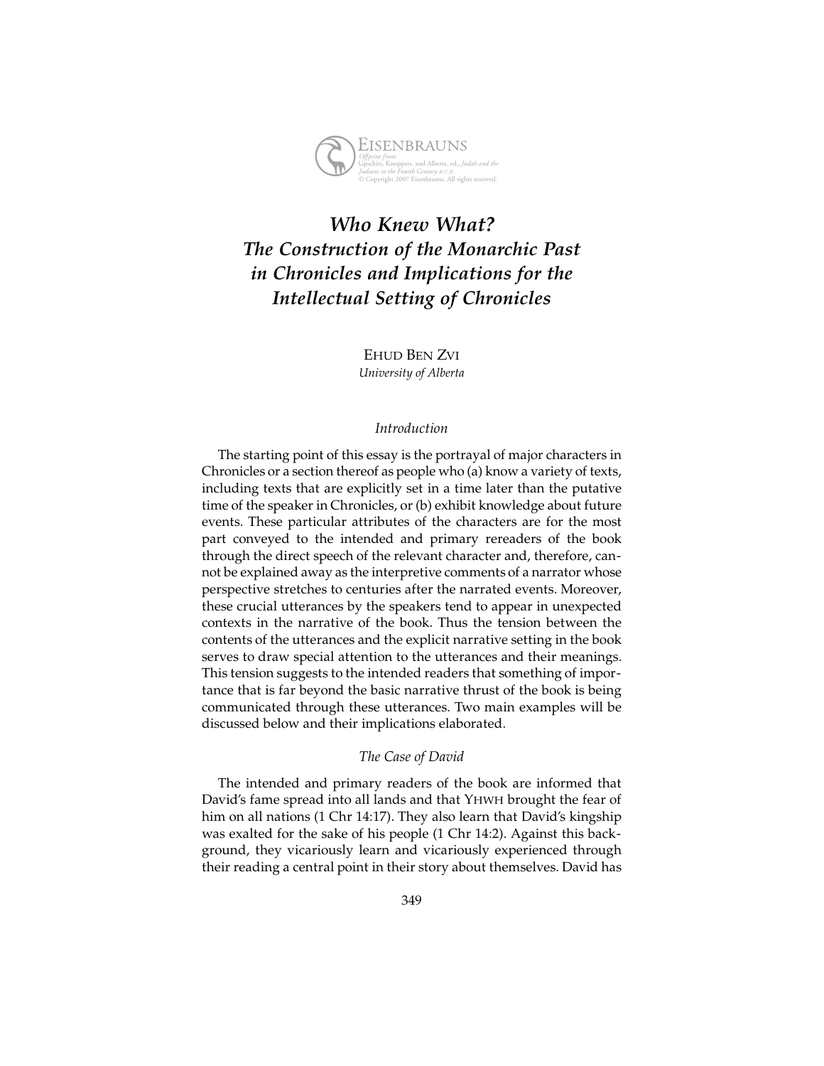Eisenbrauns

*Offprint from:*
Lipschits, Knoppers, and Albertz, ed., *Judah and the Judeans in the Fourth Century* B.C.E.
© Copyright 2007 Eisenbrauns. All rights reserved.

# *Who Knew What? The Construction of the Monarchic Past in Chronicles and Implications for the Intellectual Setting of Chronicles*

Ehud Ben Zvi
*University of Alberta*

## *Introduction*

The starting point of this essay is the portrayal of major characters in Chronicles or a section thereof as people who (a) know a variety of texts, including texts that are explicitly set in a time later than the putative time of the speaker in Chronicles, or (b) exhibit knowledge about future events. These particular attributes of the characters are for the most part conveyed to the intended and primary rereaders of the book through the direct speech of the relevant character and, therefore, cannot be explained away as the interpretive comments of a narrator whose perspective stretches to centuries after the narrated events. Moreover, these crucial utterances by the speakers tend to appear in unexpected contexts in the narrative of the book. Thus the tension between the contents of the utterances and the explicit narrative setting in the book serves to draw special attention to the utterances and their meanings. This tension suggests to the intended readers that something of importance that is far beyond the basic narrative thrust of the book is being communicated through these utterances. Two main examples will be discussed below and their implications elaborated.

## *The Case of David*

The intended and primary readers of the book are informed that David's fame spread into all lands and that YHWH brought the fear of him on all nations (1 Chr 14:17). They also learn that David's kingship was exalted for the sake of his people (1 Chr 14:2). Against this background, they vicariously learn and vicariously experienced through their reading a central point in their story about themselves. David has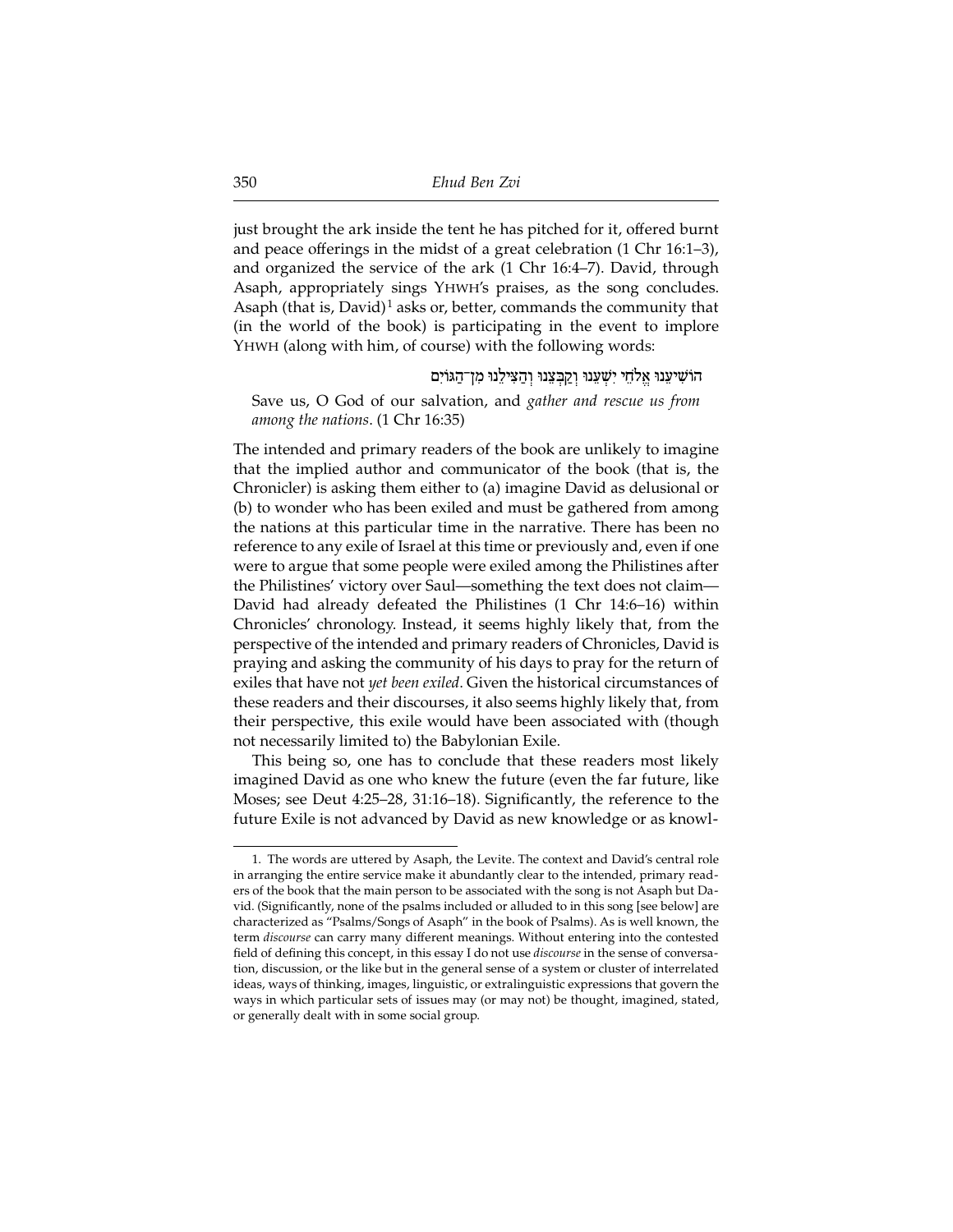just brought the ark inside the tent he has pitched for it, offered burnt and peace offerings in the midst of a great celebration (1 Chr 16:1–3), and organized the service of the ark (1 Chr 16:4–7). David, through Asaph, appropriately sings YHWH's praises, as the song concludes. Asaph (that is, David)[1] asks or, better, commands the community that (in the world of the book) is participating in the event to implore YHWH (along with him, of course) with the following words:

> הוֹשִׁיעֵנוּ אֱלֹהֵי יִשְׁעֵנוּ וְקַבְּצֵנוּ וְהַצִּילֵנוּ מִן־הַגּוֹיִם
>
> Save us, O God of our salvation, and *gather and rescue us from among the nations*. (1 Chr 16:35)

The intended and primary readers of the book are unlikely to imagine that the implied author and communicator of the book (that is, the Chronicler) is asking them either to (a) imagine David as delusional or (b) to wonder who has been exiled and must be gathered from among the nations at this particular time in the narrative. There has been no reference to any exile of Israel at this time or previously and, even if one were to argue that some people were exiled among the Philistines after the Philistines' victory over Saul—something the text does not claim—David had already defeated the Philistines (1 Chr 14:6–16) within Chronicles' chronology. Instead, it seems highly likely that, from the perspective of the intended and primary readers of Chronicles, David is praying and asking the community of his days to pray for the return of exiles that have not *yet been exiled*. Given the historical circumstances of these readers and their discourses, it also seems highly likely that, from their perspective, this exile would have been associated with (though not necessarily limited to) the Babylonian Exile.

This being so, one has to conclude that these readers most likely imagined David as one who knew the future (even the far future, like Moses; see Deut 4:25–28, 31:16–18). Significantly, the reference to the future Exile is not advanced by David as new knowledge or as knowl-

---

1. The words are uttered by Asaph, the Levite. The context and David's central role in arranging the entire service make it abundantly clear to the intended, primary readers of the book that the main person to be associated with the song is not Asaph but David. (Significantly, none of the psalms included or alluded to in this song [see below] are characterized as "Psalms/Songs of Asaph" in the book of Psalms). As is well known, the term *discourse* can carry many different meanings. Without entering into the contested field of defining this concept, in this essay I do not use *discourse* in the sense of conversation, discussion, or the like but in the general sense of a system or cluster of interrelated ideas, ways of thinking, images, linguistic, or extralinguistic expressions that govern the ways in which particular sets of issues may (or may not) be thought, imagined, stated, or generally dealt with in some social group.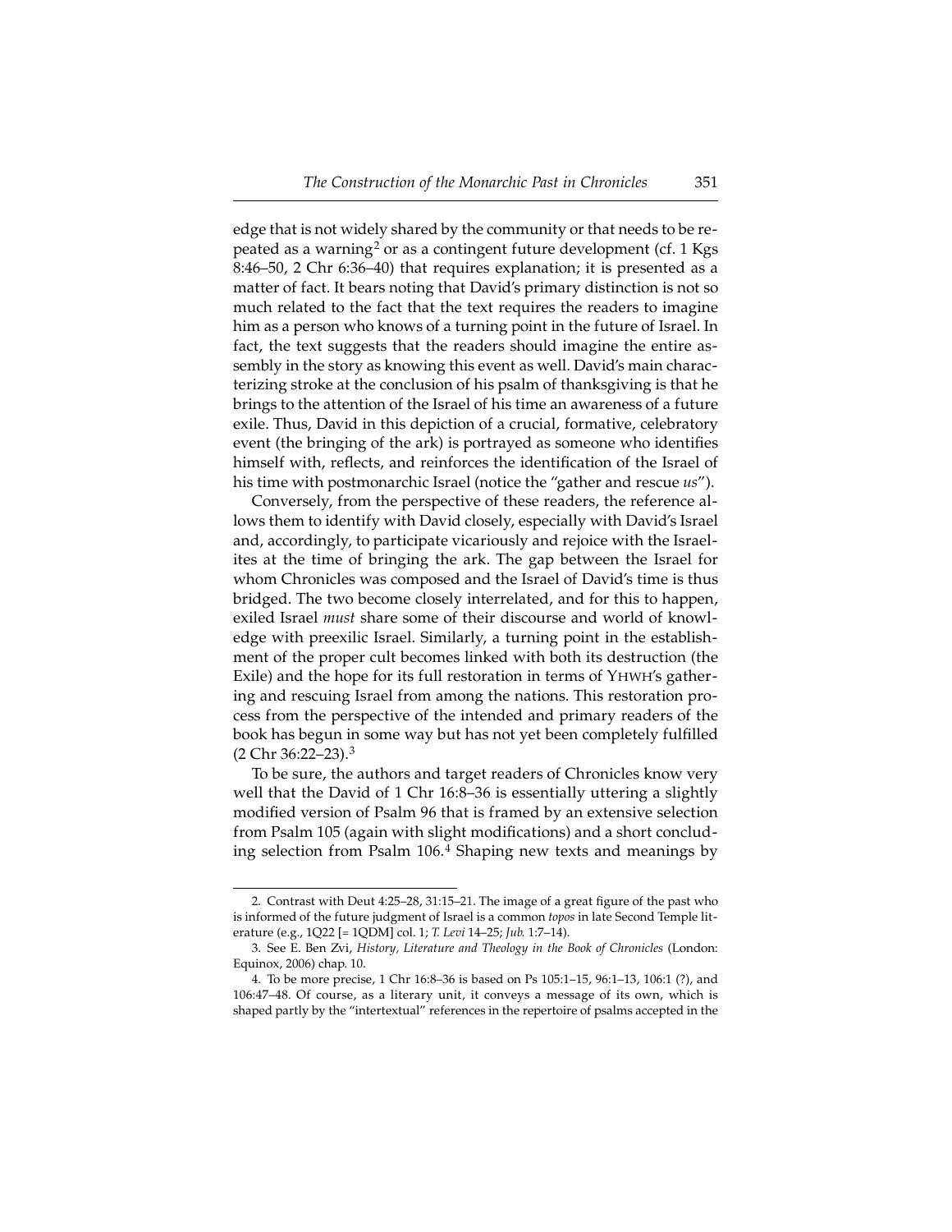edge that is not widely shared by the community or that needs to be repeated as a warning[2] or as a contingent future development (cf. 1 Kgs 8:46–50, 2 Chr 6:36–40) that requires explanation; it is presented as a matter of fact. It bears noting that David's primary distinction is not so much related to the fact that the text requires the readers to imagine him as a person who knows of a turning point in the future of Israel. In fact, the text suggests that the readers should imagine the entire assembly in the story as knowing this event as well. David's main characterizing stroke at the conclusion of his psalm of thanksgiving is that he brings to the attention of the Israel of his time an awareness of a future exile. Thus, David in this depiction of a crucial, formative, celebratory event (the bringing of the ark) is portrayed as someone who identifies himself with, reflects, and reinforces the identification of the Israel of his time with postmonarchic Israel (notice the "gather and rescue *us*").

Conversely, from the perspective of these readers, the reference allows them to identify with David closely, especially with David's Israel and, accordingly, to participate vicariously and rejoice with the Israelites at the time of bringing the ark. The gap between the Israel for whom Chronicles was composed and the Israel of David's time is thus bridged. The two become closely interrelated, and for this to happen, exiled Israel *must* share some of their discourse and world of knowledge with preexilic Israel. Similarly, a turning point in the establishment of the proper cult becomes linked with both its destruction (the Exile) and the hope for its full restoration in terms of YHWH's gathering and rescuing Israel from among the nations. This restoration process from the perspective of the intended and primary readers of the book has begun in some way but has not yet been completely fulfilled (2 Chr 36:22–23).[3]

To be sure, the authors and target readers of Chronicles know very well that the David of 1 Chr 16:8–36 is essentially uttering a slightly modified version of Psalm 96 that is framed by an extensive selection from Psalm 105 (again with slight modifications) and a short concluding selection from Psalm 106.[4] Shaping new texts and meanings by

---

2. Contrast with Deut 4:25–28, 31:15–21. The image of a great figure of the past who is informed of the future judgment of Israel is a common *topos* in late Second Temple literature (e.g., 1Q22 [= 1QDM] col. 1; *T. Levi* 14–25; *Jub.* 1:7–14).

3. See E. Ben Zvi, *History, Literature and Theology in the Book of Chronicles* (London: Equinox, 2006) chap. 10.

4. To be more precise, 1 Chr 16:8–36 is based on Ps 105:1–15, 96:1–13, 106:1 (?), and 106:47–48. Of course, as a literary unit, it conveys a message of its own, which is shaped partly by the "intertextual" references in the repertoire of psalms accepted in the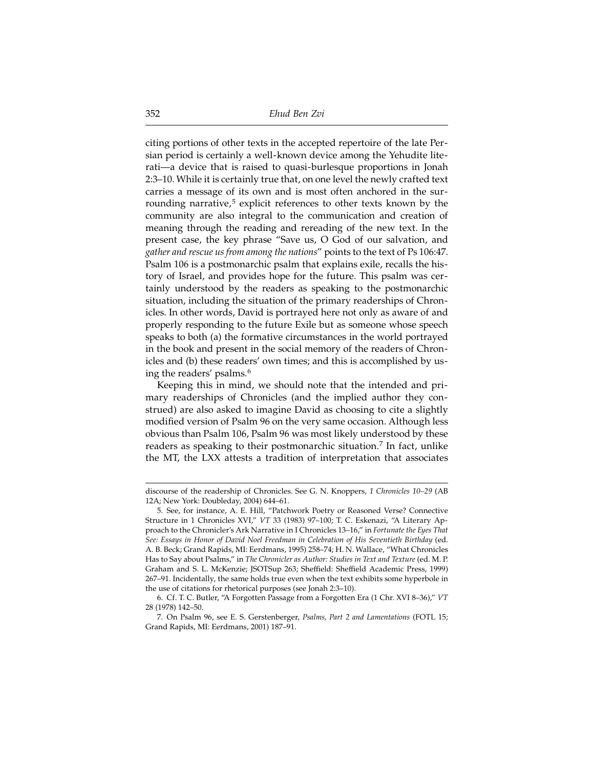citing portions of other texts in the accepted repertoire of the late Persian period is certainly a well-known device among the Yehudite literati—a device that is raised to quasi-burlesque proportions in Jonah 2:3–10. While it is certainly true that, on one level the newly crafted text carries a message of its own and is most often anchored in the surrounding narrative,[5] explicit references to other texts known by the community are also integral to the communication and creation of meaning through the reading and rereading of the new text. In the present case, the key phrase "Save us, O God of our salvation, and *gather and rescue us from among the nations*" points to the text of Ps 106:47. Psalm 106 is a postmonarchic psalm that explains exile, recalls the history of Israel, and provides hope for the future. This psalm was certainly understood by the readers as speaking to the postmonarchic situation, including the situation of the primary readerships of Chronicles. In other words, David is portrayed here not only as aware of and properly responding to the future Exile but as someone whose speech speaks to both (a) the formative circumstances in the world portrayed in the book and present in the social memory of the readers of Chronicles and (b) these readers' own times; and this is accomplished by using the readers' psalms.[6]

Keeping this in mind, we should note that the intended and primary readerships of Chronicles (and the implied author they construed) are also asked to imagine David as choosing to cite a slightly modified version of Psalm 96 on the very same occasion. Although less obvious than Psalm 106, Psalm 96 was most likely understood by these readers as speaking to their postmonarchic situation.[7] In fact, unlike the MT, the LXX attests a tradition of interpretation that associates

---

discourse of the readership of Chronicles. See G. N. Knoppers, *1 Chronicles 10–29* (AB 12A; New York: Doubleday, 2004) 644–61.

5. See, for instance, A. E. Hill, "Patchwork Poetry or Reasoned Verse? Connective Structure in 1 Chronicles XVI," *VT* 33 (1983) 97–100; T. C. Eskenazi, "A Literary Approach to the Chronicler's Ark Narrative in I Chronicles 13–16," in *Fortunate the Eyes That See: Essays in Honor of David Noel Freedman in Celebration of His Seventieth Birthday* (ed. A. B. Beck; Grand Rapids, MI: Eerdmans, 1995) 258–74; H. N. Wallace, "What Chronicles Has to Say about Psalms," in *The Chronicler as Author: Studies in Text and Texture* (ed. M. P. Graham and S. L. McKenzie; JSOTSup 263; Sheffield: Sheffield Academic Press, 1999) 267–91. Incidentally, the same holds true even when the text exhibits some hyperbole in the use of citations for rhetorical purposes (see Jonah 2:3–10).

6. Cf. T. C. Butler, "A Forgotten Passage from a Forgotten Era (1 Chr. XVI 8–36)," *VT* 28 (1978) 142–50.

7. On Psalm 96, see E. S. Gerstenberger, *Psalms, Part 2 and Lamentations* (FOTL 15; Grand Rapids, MI: Eerdmans, 2001) 187–91.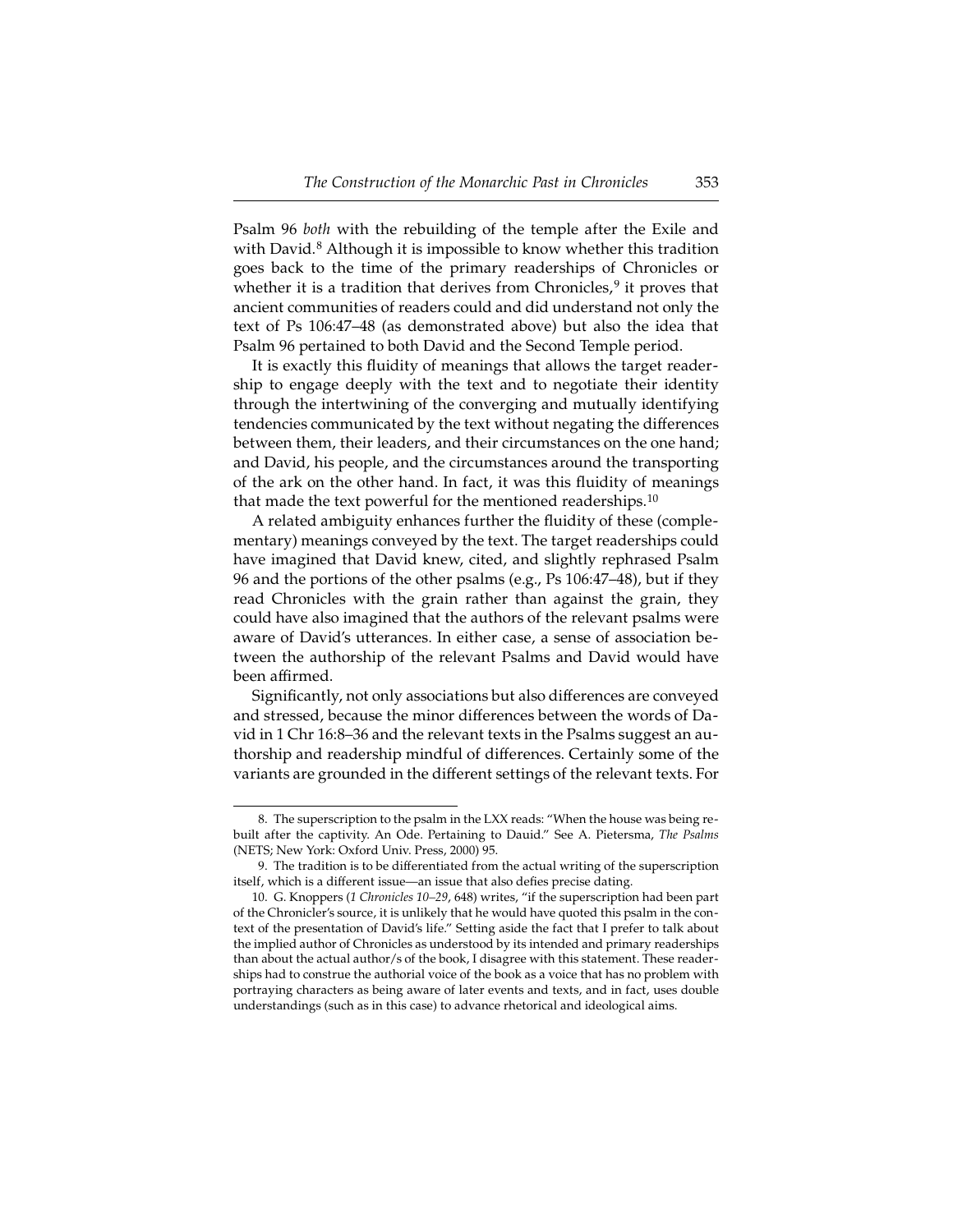Psalm 96 *both* with the rebuilding of the temple after the Exile and with David.[8] Although it is impossible to know whether this tradition goes back to the time of the primary readerships of Chronicles or whether it is a tradition that derives from Chronicles,[9] it proves that ancient communities of readers could and did understand not only the text of Ps 106:47–48 (as demonstrated above) but also the idea that Psalm 96 pertained to both David and the Second Temple period.

It is exactly this fluidity of meanings that allows the target readership to engage deeply with the text and to negotiate their identity through the intertwining of the converging and mutually identifying tendencies communicated by the text without negating the differences between them, their leaders, and their circumstances on the one hand; and David, his people, and the circumstances around the transporting of the ark on the other hand. In fact, it was this fluidity of meanings that made the text powerful for the mentioned readerships.[10]

A related ambiguity enhances further the fluidity of these (complementary) meanings conveyed by the text. The target readerships could have imagined that David knew, cited, and slightly rephrased Psalm 96 and the portions of the other psalms (e.g., Ps 106:47–48), but if they read Chronicles with the grain rather than against the grain, they could have also imagined that the authors of the relevant psalms were aware of David's utterances. In either case, a sense of association between the authorship of the relevant Psalms and David would have been affirmed.

Significantly, not only associations but also differences are conveyed and stressed, because the minor differences between the words of David in 1 Chr 16:8–36 and the relevant texts in the Psalms suggest an authorship and readership mindful of differences. Certainly some of the variants are grounded in the different settings of the relevant texts. For

---

8. The superscription to the psalm in the LXX reads: "When the house was being rebuilt after the captivity. An Ode. Pertaining to Dauid." See A. Pietersma, *The Psalms* (NETS; New York: Oxford Univ. Press, 2000) 95.

9. The tradition is to be differentiated from the actual writing of the superscription itself, which is a different issue—an issue that also defies precise dating.

10. G. Knoppers (*1 Chronicles 10–29*, 648) writes, "if the superscription had been part of the Chronicler's source, it is unlikely that he would have quoted this psalm in the context of the presentation of David's life." Setting aside the fact that I prefer to talk about the implied author of Chronicles as understood by its intended and primary readerships than about the actual author/s of the book, I disagree with this statement. These readerships had to construe the authorial voice of the book as a voice that has no problem with portraying characters as being aware of later events and texts, and in fact, uses double understandings (such as in this case) to advance rhetorical and ideological aims.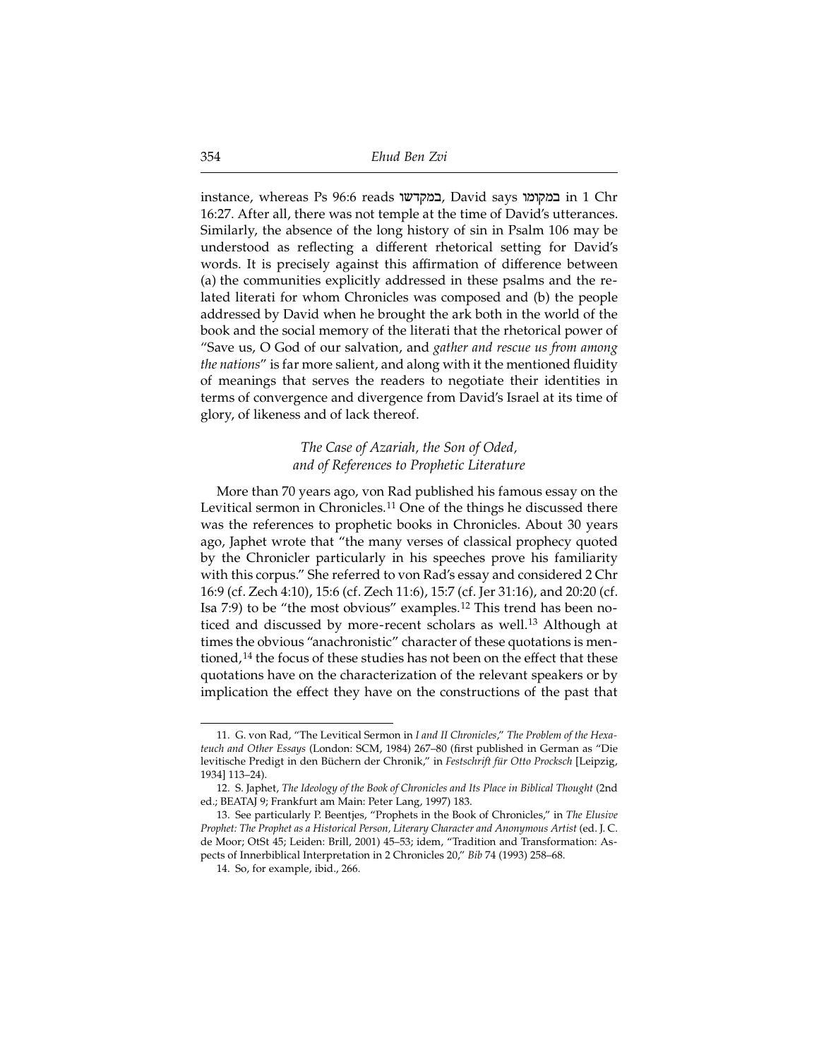instance, whereas Ps 96:6 reads במקדשו, David says במקומו in 1 Chr 16:27. After all, there was not temple at the time of David's utterances. Similarly, the absence of the long history of sin in Psalm 106 may be understood as reflecting a different rhetorical setting for David's words. It is precisely against this affirmation of difference between (a) the communities explicitly addressed in these psalms and the related literati for whom Chronicles was composed and (b) the people addressed by David when he brought the ark both in the world of the book and the social memory of the literati that the rhetorical power of "Save us, O God of our salvation, and *gather and rescue us from among the nations*" is far more salient, and along with it the mentioned fluidity of meanings that serves the readers to negotiate their identities in terms of convergence and divergence from David's Israel at its time of glory, of likeness and of lack thereof.

### *The Case of Azariah, the Son of Oded, and of References to Prophetic Literature*

More than 70 years ago, von Rad published his famous essay on the Levitical sermon in Chronicles.[11] One of the things he discussed there was the references to prophetic books in Chronicles. About 30 years ago, Japhet wrote that "the many verses of classical prophecy quoted by the Chronicler particularly in his speeches prove his familiarity with this corpus." She referred to von Rad's essay and considered 2 Chr 16:9 (cf. Zech 4:10), 15:6 (cf. Zech 11:6), 15:7 (cf. Jer 31:16), and 20:20 (cf. Isa 7:9) to be "the most obvious" examples.[12] This trend has been noticed and discussed by more-recent scholars as well.[13] Although at times the obvious "anachronistic" character of these quotations is mentioned,[14] the focus of these studies has not been on the effect that these quotations have on the characterization of the relevant speakers or by implication the effect they have on the constructions of the past that

---

11. G. von Rad, "The Levitical Sermon in *I and II Chronicles*," *The Problem of the Hexateuch and Other Essays* (London: SCM, 1984) 267–80 (first published in German as "Die levitische Predigt in den Büchern der Chronik," in *Festschrift für Otto Procksch* [Leipzig, 1934] 113–24).

12. S. Japhet, *The Ideology of the Book of Chronicles and Its Place in Biblical Thought* (2nd ed.; BEATAJ 9; Frankfurt am Main: Peter Lang, 1997) 183.

13. See particularly P. Beentjes, "Prophets in the Book of Chronicles," in *The Elusive Prophet: The Prophet as a Historical Person, Literary Character and Anonymous Artist* (ed. J. C. de Moor; OtSt 45; Leiden: Brill, 2001) 45–53; idem, "Tradition and Transformation: Aspects of Innerbiblical Interpretation in 2 Chronicles 20," *Bib* 74 (1993) 258–68.

14. So, for example, ibid., 266.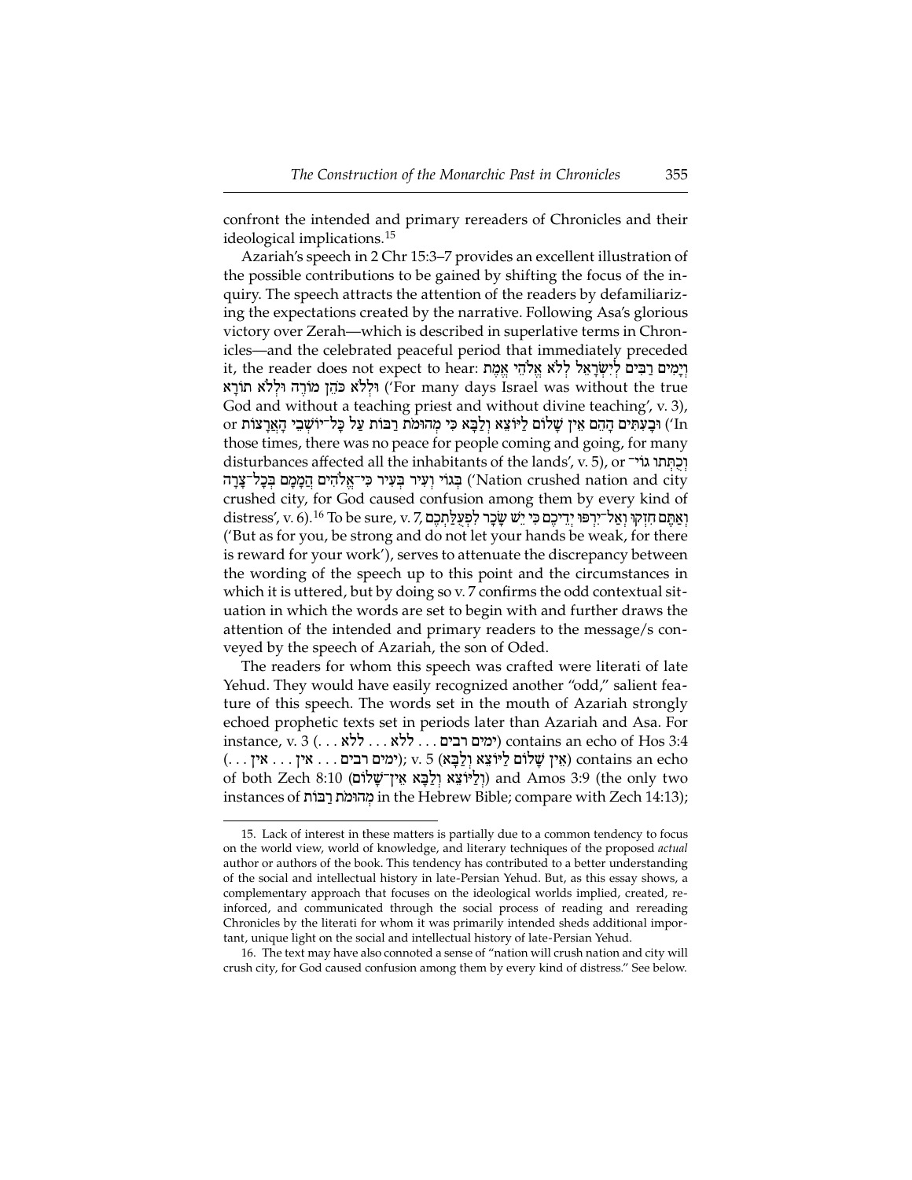confront the intended and primary rereaders of Chronicles and their ideological implications.[15]

Azariah's speech in 2 Chr 15:3–7 provides an excellent illustration of the possible contributions to be gained by shifting the focus of the inquiry. The speech attracts the attention of the readers by defamiliarizing the expectations created by the narrative. Following Asa's glorious victory over Zerah—which is described in superlative terms in Chronicles—and the celebrated peaceful period that immediately preceded it, the reader does not expect to hear: וְיָמִים רַבִּים לְיִשְׂרָאֵל לְלֹא אֱלֹהֵי אֱמֶת וּלְלֹא כֹּהֵן מוֹרֶה וּלְלֹא תוֹרָא ('For many days Israel was without the true God and without a teaching priest and without divine teaching', v. 3), or וּבָעִתִּים הָהֵם אֵין שָׁלוֹם לַיּוֹצֵא וְלַבָּא כִּי מְהוּמֹת רַבּוֹת עַל כָּל־יוֹשְׁבֵי הָאֲרָצוֹת ('In those times, there was no peace for people coming and going, for many disturbances affected all the inhabitants of the lands', v. 5), or וְכֻתְּתוּ גוֹי־בְגוֹי וְעִיר בְּעִיר כִּי־אֱלֹהִים הֲמָמָם בְּכָל־צָרָה ('Nation crushed nation and city crushed city, for God caused confusion among them by every kind of distress', v. 6).[16] To be sure, v. 7, וְאַתֶּם חִזְקוּ וְאַל־יִרְפּוּ יְדֵיכֶם כִּי יֵשׁ שָׂכָר לִפְעֻלַּתְכֶם ('But as for you, be strong and do not let your hands be weak, for there is reward for your work'), serves to attenuate the discrepancy between the wording of the speech up to this point and the circumstances in which it is uttered, but by doing so v. 7 confirms the odd contextual situation in which the words are set to begin with and further draws the attention of the intended and primary readers to the message/s conveyed by the speech of Azariah, the son of Oded.

The readers for whom this speech was crafted were literati of late Yehud. They would have easily recognized another "odd," salient feature of this speech. The words set in the mouth of Azariah strongly echoed prophetic texts set in periods later than Azariah and Asa. For instance, v. 3 (ימים רבים . . . ללא . . . ללא . . .) contains an echo of Hos 3:4 (ימים רבים . . . אין . . . אין . . .); v. 5 (אֵין שָׁלוֹם לַיּוֹצֵא וְלַבָּא) contains an echo of both Zech 8:10 (וְלַיּוֹצֵא וְלַבָּא אֵין־שָׁלוֹם) and Amos 3:9 (the only two instances of מְהוּמֹת רַבּוֹת in the Hebrew Bible; compare with Zech 14:13);

---

15. Lack of interest in these matters is partially due to a common tendency to focus on the world view, world of knowledge, and literary techniques of the proposed *actual* author or authors of the book. This tendency has contributed to a better understanding of the social and intellectual history in late-Persian Yehud. But, as this essay shows, a complementary approach that focuses on the ideological worlds implied, created, reinforced, and communicated through the social process of reading and rereading Chronicles by the literati for whom it was primarily intended sheds additional important, unique light on the social and intellectual history of late-Persian Yehud.

16. The text may have also connoted a sense of "nation will crush nation and city will crush city, for God caused confusion among them by every kind of distress." See below.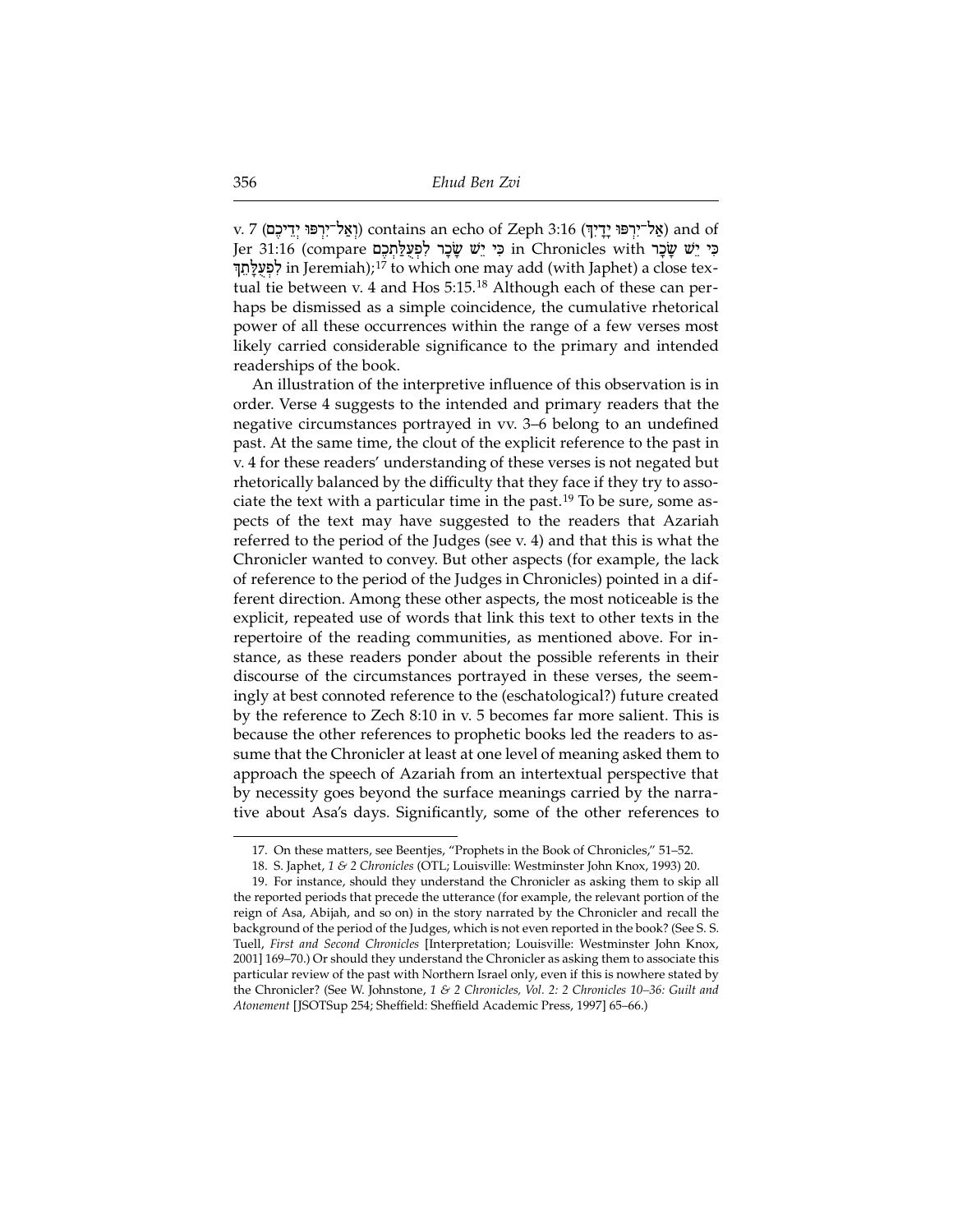v. 7 (וְאַל־יִרְפּוּ יְדֵיכֶם) contains an echo of Zeph 3:16 (אַל־יִרְפּוּ יָדָיִךְ) and of Jer 31:16 (compare כִּי יֵשׁ שָׂכָר לִפְעֻלַּתְכֶם in Chronicles with כִּי יֵשׁ שָׂכָר לִפְעֻלָּתֵךְ in Jeremiah);[17] to which one may add (with Japhet) a close textual tie between v. 4 and Hos 5:15.[18] Although each of these can perhaps be dismissed as a simple coincidence, the cumulative rhetorical power of all these occurrences within the range of a few verses most likely carried considerable significance to the primary and intended readerships of the book.

An illustration of the interpretive influence of this observation is in order. Verse 4 suggests to the intended and primary readers that the negative circumstances portrayed in vv. 3–6 belong to an undefined past. At the same time, the clout of the explicit reference to the past in v. 4 for these readers' understanding of these verses is not negated but rhetorically balanced by the difficulty that they face if they try to associate the text with a particular time in the past.[19] To be sure, some aspects of the text may have suggested to the readers that Azariah referred to the period of the Judges (see v. 4) and that this is what the Chronicler wanted to convey. But other aspects (for example, the lack of reference to the period of the Judges in Chronicles) pointed in a different direction. Among these other aspects, the most noticeable is the explicit, repeated use of words that link this text to other texts in the repertoire of the reading communities, as mentioned above. For instance, as these readers ponder about the possible referents in their discourse of the circumstances portrayed in these verses, the seemingly at best connoted reference to the (eschatological?) future created by the reference to Zech 8:10 in v. 5 becomes far more salient. This is because the other references to prophetic books led the readers to assume that the Chronicler at least at one level of meaning asked them to approach the speech of Azariah from an intertextual perspective that by necessity goes beyond the surface meanings carried by the narrative about Asa's days. Significantly, some of the other references to

---

17. On these matters, see Beentjes, "Prophets in the Book of Chronicles," 51–52.

18. S. Japhet, *1 & 2 Chronicles* (OTL; Louisville: Westminster John Knox, 1993) 20.

19. For instance, should they understand the Chronicler as asking them to skip all the reported periods that precede the utterance (for example, the relevant portion of the reign of Asa, Abijah, and so on) in the story narrated by the Chronicler and recall the background of the period of the Judges, which is not even reported in the book? (See S. S. Tuell, *First and Second Chronicles* [Interpretation; Louisville: Westminster John Knox, 2001] 169–70.) Or should they understand the Chronicler as asking them to associate this particular review of the past with Northern Israel only, even if this is nowhere stated by the Chronicler? (See W. Johnstone, *1 & 2 Chronicles, Vol. 2: 2 Chronicles 10–36: Guilt and Atonement* [JSOTSup 254; Sheffield: Sheffield Academic Press, 1997] 65–66.)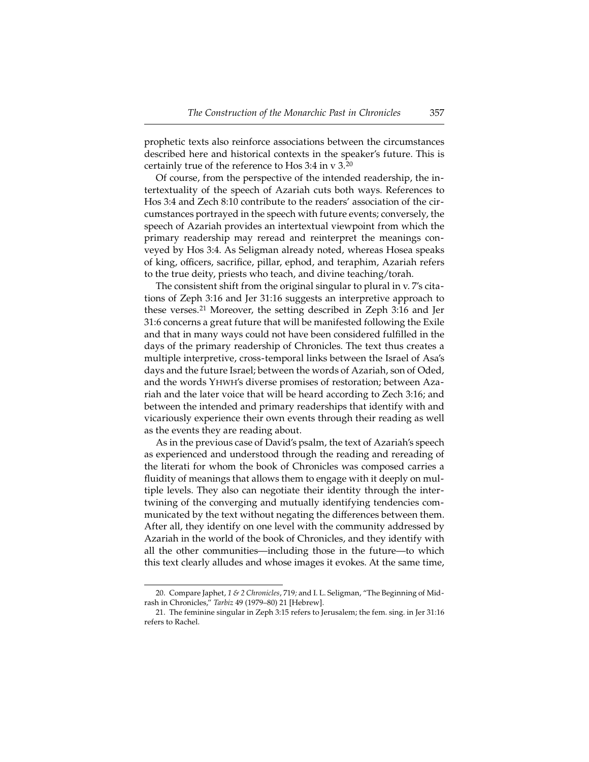prophetic texts also reinforce associations between the circumstances described here and historical contexts in the speaker's future. This is certainly true of the reference to Hos 3:4 in v 3.[20]

Of course, from the perspective of the intended readership, the intertextuality of the speech of Azariah cuts both ways. References to Hos 3:4 and Zech 8:10 contribute to the readers' association of the circumstances portrayed in the speech with future events; conversely, the speech of Azariah provides an intertextual viewpoint from which the primary readership may reread and reinterpret the meanings conveyed by Hos 3:4. As Seligman already noted, whereas Hosea speaks of king, officers, sacrifice, pillar, ephod, and teraphim, Azariah refers to the true deity, priests who teach, and divine teaching/torah.

The consistent shift from the original singular to plural in v. 7's citations of Zeph 3:16 and Jer 31:16 suggests an interpretive approach to these verses.[21] Moreover, the setting described in Zeph 3:16 and Jer 31:6 concerns a great future that will be manifested following the Exile and that in many ways could not have been considered fulfilled in the days of the primary readership of Chronicles. The text thus creates a multiple interpretive, cross-temporal links between the Israel of Asa's days and the future Israel; between the words of Azariah, son of Oded, and the words YHWH's diverse promises of restoration; between Azariah and the later voice that will be heard according to Zech 3:16; and between the intended and primary readerships that identify with and vicariously experience their own events through their reading as well as the events they are reading about.

As in the previous case of David's psalm, the text of Azariah's speech as experienced and understood through the reading and rereading of the literati for whom the book of Chronicles was composed carries a fluidity of meanings that allows them to engage with it deeply on multiple levels. They also can negotiate their identity through the intertwining of the converging and mutually identifying tendencies communicated by the text without negating the differences between them. After all, they identify on one level with the community addressed by Azariah in the world of the book of Chronicles, and they identify with all the other communities—including those in the future—to which this text clearly alludes and whose images it evokes. At the same time,

---

20. Compare Japhet, *1 & 2 Chronicles*, 719; and I. L. Seligman, "The Beginning of Midrash in Chronicles," *Tarbiz* 49 (1979–80) 21 [Hebrew].

21. The feminine singular in Zeph 3:15 refers to Jerusalem; the fem. sing. in Jer 31:16 refers to Rachel.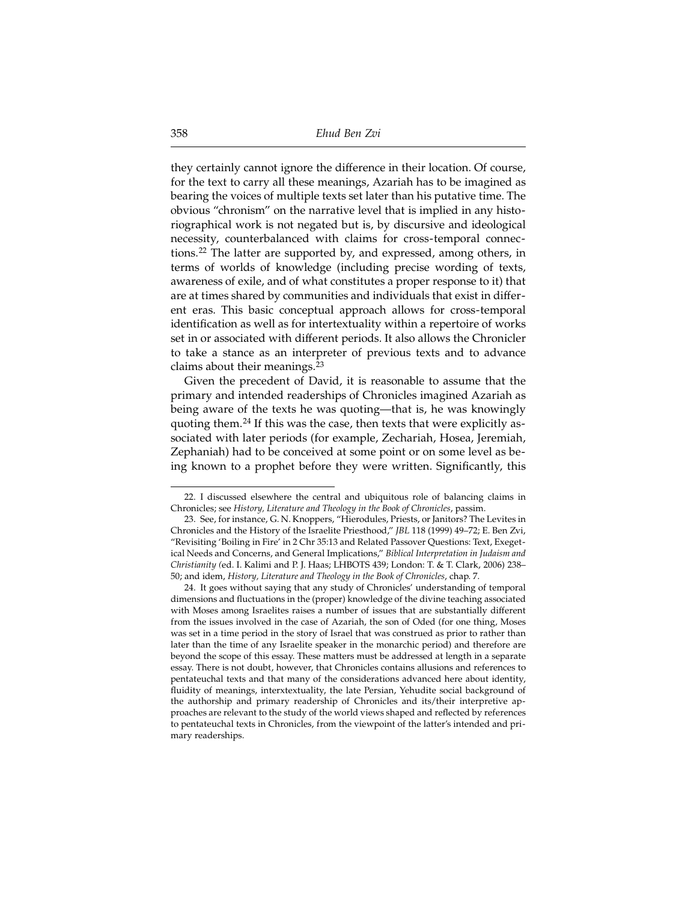they certainly cannot ignore the difference in their location. Of course, for the text to carry all these meanings, Azariah has to be imagined as bearing the voices of multiple texts set later than his putative time. The obvious "chronism" on the narrative level that is implied in any historiographical work is not negated but is, by discursive and ideological necessity, counterbalanced with claims for cross-temporal connections.[22] The latter are supported by, and expressed, among others, in terms of worlds of knowledge (including precise wording of texts, awareness of exile, and of what constitutes a proper response to it) that are at times shared by communities and individuals that exist in different eras. This basic conceptual approach allows for cross-temporal identification as well as for intertextuality within a repertoire of works set in or associated with different periods. It also allows the Chronicler to take a stance as an interpreter of previous texts and to advance claims about their meanings.[23]

Given the precedent of David, it is reasonable to assume that the primary and intended readerships of Chronicles imagined Azariah as being aware of the texts he was quoting—that is, he was knowingly quoting them.[24] If this was the case, then texts that were explicitly associated with later periods (for example, Zechariah, Hosea, Jeremiah, Zephaniah) had to be conceived at some point or on some level as being known to a prophet before they were written. Significantly, this

---

22. I discussed elsewhere the central and ubiquitous role of balancing claims in Chronicles; see *History, Literature and Theology in the Book of Chronicles*, passim.

23. See, for instance, G. N. Knoppers, "Hierodules, Priests, or Janitors? The Levites in Chronicles and the History of the Israelite Priesthood," *JBL* 118 (1999) 49–72; E. Ben Zvi, "Revisiting 'Boiling in Fire' in 2 Chr 35:13 and Related Passover Questions: Text, Exegetical Needs and Concerns, and General Implications," *Biblical Interpretation in Judaism and Christianity (*ed. I. Kalimi and P. J. Haas; LHBOTS 439; London: T. & T. Clark, 2006) 238–50; and idem, *History, Literature and Theology in the Book of Chronicles*, chap. 7.

24. It goes without saying that any study of Chronicles' understanding of temporal dimensions and fluctuations in the (proper) knowledge of the divine teaching associated with Moses among Israelites raises a number of issues that are substantially different from the issues involved in the case of Azariah, the son of Oded (for one thing, Moses was set in a time period in the story of Israel that was construed as prior to rather than later than the time of any Israelite speaker in the monarchic period) and therefore are beyond the scope of this essay. These matters must be addressed at length in a separate essay. There is not doubt, however, that Chronicles contains allusions and references to pentateuchal texts and that many of the considerations advanced here about identity, fluidity of meanings, interxtextuality, the late Persian, Yehudite social background of the authorship and primary readership of Chronicles and its/their interpretive approaches are relevant to the study of the world views shaped and reflected by references to pentateuchal texts in Chronicles, from the viewpoint of the latter's intended and primary readerships.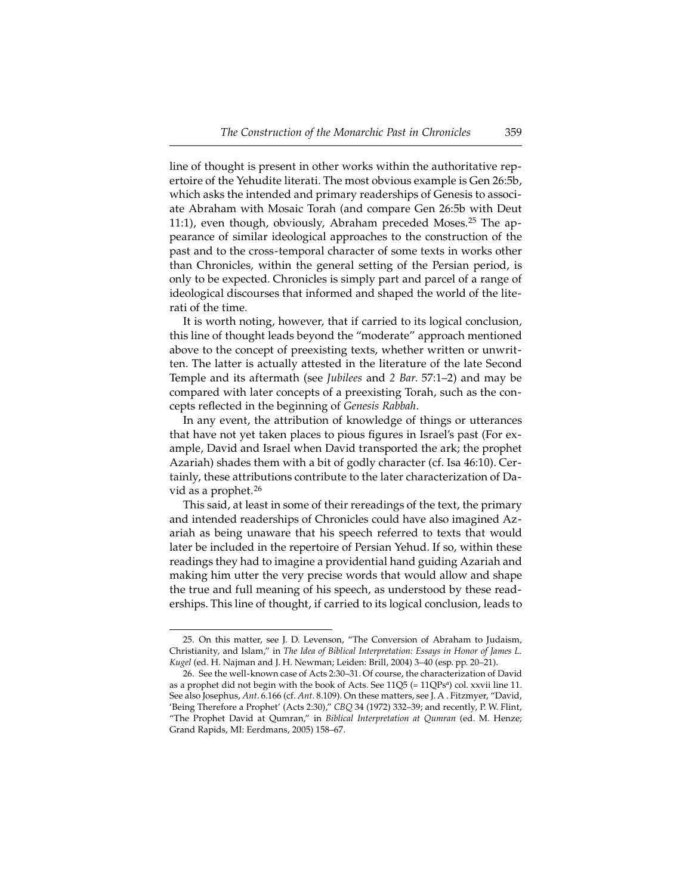line of thought is present in other works within the authoritative repertoire of the Yehudite literati. The most obvious example is Gen 26:5b, which asks the intended and primary readerships of Genesis to associate Abraham with Mosaic Torah (and compare Gen 26:5b with Deut 11:1), even though, obviously, Abraham preceded Moses.[25] The appearance of similar ideological approaches to the construction of the past and to the cross-temporal character of some texts in works other than Chronicles, within the general setting of the Persian period, is only to be expected. Chronicles is simply part and parcel of a range of ideological discourses that informed and shaped the world of the literati of the time.

It is worth noting, however, that if carried to its logical conclusion, this line of thought leads beyond the "moderate" approach mentioned above to the concept of preexisting texts, whether written or unwritten. The latter is actually attested in the literature of the late Second Temple and its aftermath (see *Jubilees* and *2 Bar.* 57:1–2) and may be compared with later concepts of a preexisting Torah, such as the concepts reflected in the beginning of *Genesis Rabbah*.

In any event, the attribution of knowledge of things or utterances that have not yet taken places to pious figures in Israel's past (For example, David and Israel when David transported the ark; the prophet Azariah) shades them with a bit of godly character (cf. Isa 46:10). Certainly, these attributions contribute to the later characterization of David as a prophet.[26]

This said, at least in some of their rereadings of the text, the primary and intended readerships of Chronicles could have also imagined Azariah as being unaware that his speech referred to texts that would later be included in the repertoire of Persian Yehud. If so, within these readings they had to imagine a providential hand guiding Azariah and making him utter the very precise words that would allow and shape the true and full meaning of his speech, as understood by these readerships. This line of thought, if carried to its logical conclusion, leads to

---

25. On this matter, see J. D. Levenson, "The Conversion of Abraham to Judaism, Christianity, and Islam," in *The Idea of Biblical Interpretation: Essays in Honor of James L. Kugel* (ed. H. Najman and J. H. Newman; Leiden: Brill, 2004) 3–40 (esp. pp. 20–21).

26. See the well-known case of Acts 2:30–31. Of course, the characterization of David as a prophet did not begin with the book of Acts. See 11Q5 (= 11QPs[a]) col. xxvii line 11. See also Josephus, *Ant*. 6.166 (cf. *Ant*. 8.109). On these matters, see J. A . Fitzmyer, "David, 'Being Therefore a Prophet' (Acts 2:30)," *CBQ* 34 (1972) 332–39; and recently, P. W. Flint, "The Prophet David at Qumran," in *Biblical Interpretation at Qumran* (ed. M. Henze; Grand Rapids, MI: Eerdmans, 2005) 158–67.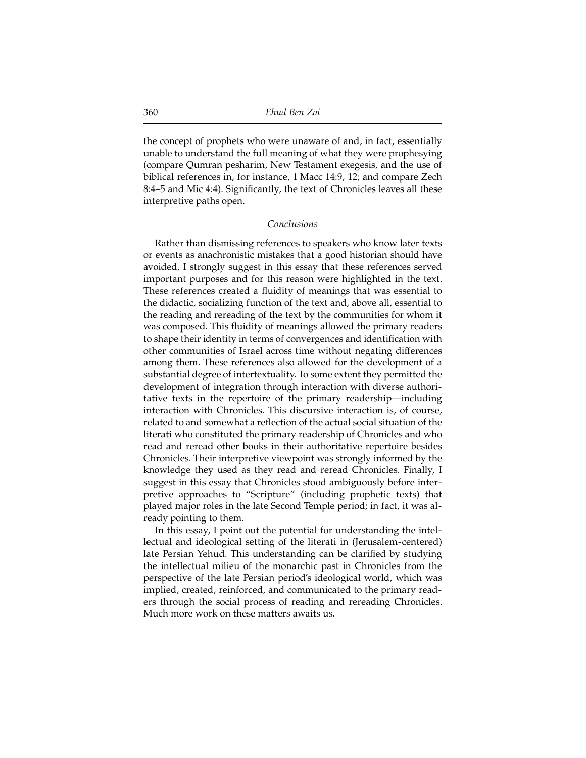the concept of prophets who were unaware of and, in fact, essentially unable to understand the full meaning of what they were prophesying (compare Qumran pesharim, New Testament exegesis, and the use of biblical references in, for instance, 1 Macc 14:9, 12; and compare Zech 8:4–5 and Mic 4:4). Significantly, the text of Chronicles leaves all these interpretive paths open.

## *Conclusions*

Rather than dismissing references to speakers who know later texts or events as anachronistic mistakes that a good historian should have avoided, I strongly suggest in this essay that these references served important purposes and for this reason were highlighted in the text. These references created a fluidity of meanings that was essential to the didactic, socializing function of the text and, above all, essential to the reading and rereading of the text by the communities for whom it was composed. This fluidity of meanings allowed the primary readers to shape their identity in terms of convergences and identification with other communities of Israel across time without negating differences among them. These references also allowed for the development of a substantial degree of intertextuality. To some extent they permitted the development of integration through interaction with diverse authoritative texts in the repertoire of the primary readership—including interaction with Chronicles. This discursive interaction is, of course, related to and somewhat a reflection of the actual social situation of the literati who constituted the primary readership of Chronicles and who read and reread other books in their authoritative repertoire besides Chronicles. Their interpretive viewpoint was strongly informed by the knowledge they used as they read and reread Chronicles. Finally, I suggest in this essay that Chronicles stood ambiguously before interpretive approaches to "Scripture" (including prophetic texts) that played major roles in the late Second Temple period; in fact, it was already pointing to them.

In this essay, I point out the potential for understanding the intellectual and ideological setting of the literati in (Jerusalem-centered) late Persian Yehud. This understanding can be clarified by studying the intellectual milieu of the monarchic past in Chronicles from the perspective of the late Persian period's ideological world, which was implied, created, reinforced, and communicated to the primary readers through the social process of reading and rereading Chronicles. Much more work on these matters awaits us.